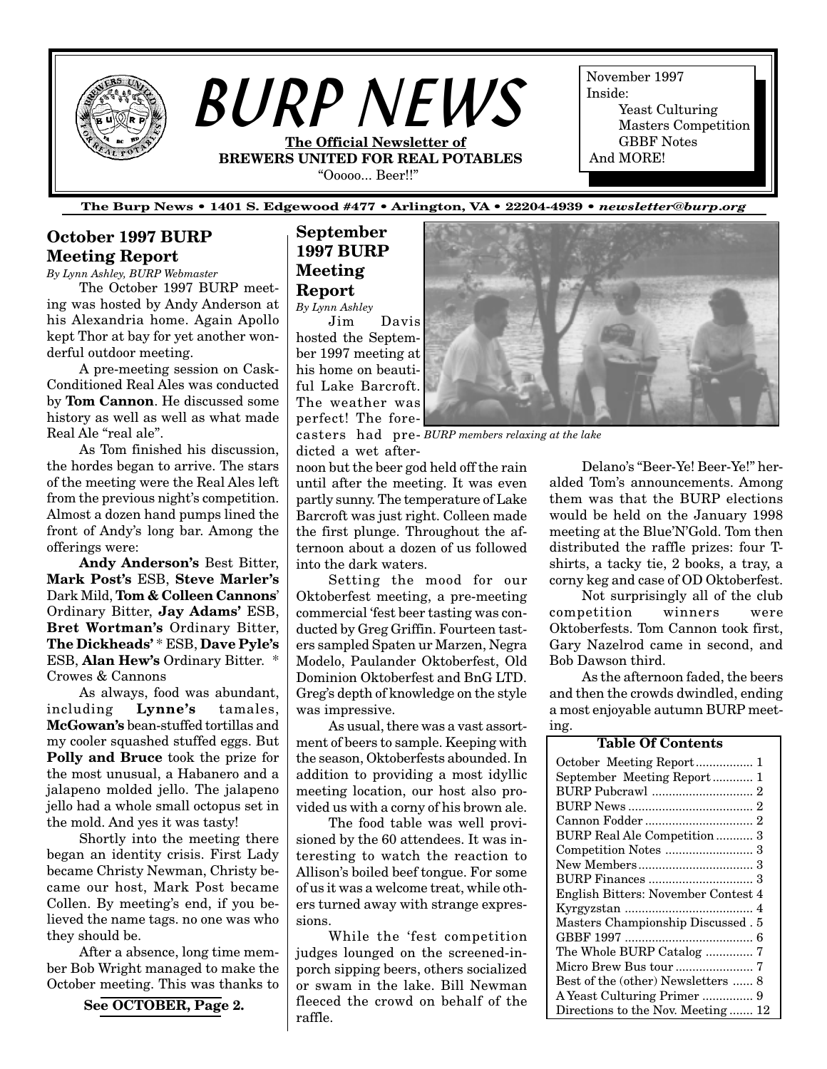# BURP NEWS

**The Official Newsletter of BREWERS UNITED FOR REAL POTABLES**

"Ooooo... Beer!!"

November 1997
Inside:
- Yeast Culturing
- Masters Competition
- GBBF Notes

And MORE!

**The Burp News • 1401 S. Edgewood #477 • Arlington, VA • 22204-4939 • *newsletter@burp.org***

## October 1997 BURP Meeting Report

*By Lynn Ashley, BURP Webmaster*

The October 1997 BURP meeting was hosted by Andy Anderson at his Alexandria home. Again Apollo kept Thor at bay for yet another wonderful outdoor meeting.

A pre-meeting session on Cask-Conditioned Real Ales was conducted by **Tom Cannon**. He discussed some history as well as well as what made Real Ale "real ale".

As Tom finished his discussion, the hordes began to arrive. The stars of the meeting were the Real Ales left from the previous night's competition. Almost a dozen hand pumps lined the front of Andy's long bar. Among the offerings were:

**Andy Anderson's** Best Bitter, **Mark Post's** ESB, **Steve Marler's** Dark Mild, **Tom & Colleen Cannons**' Ordinary Bitter, **Jay Adams'** ESB, **Bret Wortman's** Ordinary Bitter, **The Dickheads'** * ESB, **Dave Pyle's** ESB, **Alan Hew's** Ordinary Bitter. * Crowes & Cannons

As always, food was abundant, including **Lynne's** tamales, **McGowan's** bean-stuffed tortillas and my cooler squashed stuffed eggs. But **Polly and Bruce** took the prize for the most unusual, a Habanero and a jalapeno molded jello. The jalapeno jello had a whole small octopus set in the mold. And yes it was tasty!

Shortly into the meeting there began an identity crisis. First Lady became Christy Newman, Christy became our host, Mark Post became Collen. By meeting's end, if you believed the name tags. no one was who they should be.

After a absence, long time member Bob Wright managed to make the October meeting. This was thanks to

**See OCTOBER, Page 2.**

## September 1997 BURP Meeting Report

*By Lynn Ashley*

Jim Davis hosted the September 1997 meeting at his home on beautiful Lake Barcroft. The weather was perfect! The forecasters had predicted a wet afternoon but the beer god held off the rain until after the meeting. It was even partly sunny. The temperature of Lake Barcroft was just right. Colleen made the first plunge. Throughout the afternoon about a dozen of us followed into the dark waters.

*BURP members relaxing at the lake*

Setting the mood for our Oktoberfest meeting, a pre-meeting commercial 'fest beer tasting was conducted by Greg Griffin. Fourteen tasters sampled Spaten ur Marzen, Negra Modelo, Paulander Oktoberfest, Old Dominion Oktoberfest and BnG LTD. Greg's depth of knowledge on the style was impressive.

As usual, there was a vast assortment of beers to sample. Keeping with the season, Oktoberfests abounded. In addition to providing a most idyllic meeting location, our host also provided us with a corny of his brown ale.

The food table was well provisioned by the 60 attendees. It was interesting to watch the reaction to Allison's boiled beef tongue. For some of us it was a welcome treat, while others turned away with strange expressions.

While the 'fest competition judges lounged on the screened-in-porch sipping beers, others socialized or swam in the lake. Bill Newman fleeced the crowd on behalf of the raffle.

Delano's "Beer-Ye! Beer-Ye!" heralded Tom's announcements. Among them was that the BURP elections would be held on the January 1998 meeting at the Blue'N'Gold. Tom then distributed the raffle prizes: four T-shirts, a tacky tie, 2 books, a tray, a corny keg and case of OD Oktoberfest.

Not surprisingly all of the club competition winners were Oktoberfests. Tom Cannon took first, Gary Nazelrod came in second, and Bob Dawson third.

As the afternoon faded, the beers and then the crowds dwindled, ending a most enjoyable autumn BURP meeting.

**Table Of Contents**

| | |
|---|---|
| October Meeting Report | 1 |
| September Meeting Report | 1 |
| BURP Pubcrawl | 2 |
| BURP News | 2 |
| Cannon Fodder | 2 |
| BURP Real Ale Competition | 3 |
| Competition Notes | 3 |
| New Members | 3 |
| BURP Finances | 3 |
| English Bitters: November Contest | 4 |
| Kyrgyzstan | 4 |
| Masters Championship Discussed | 5 |
| GBBF 1997 | 6 |
| The Whole BURP Catalog | 7 |
| Micro Brew Bus tour | 7 |
| Best of the (other) Newsletters | 8 |
| A Yeast Culturing Primer | 9 |
| Directions to the Nov. Meeting | 12 |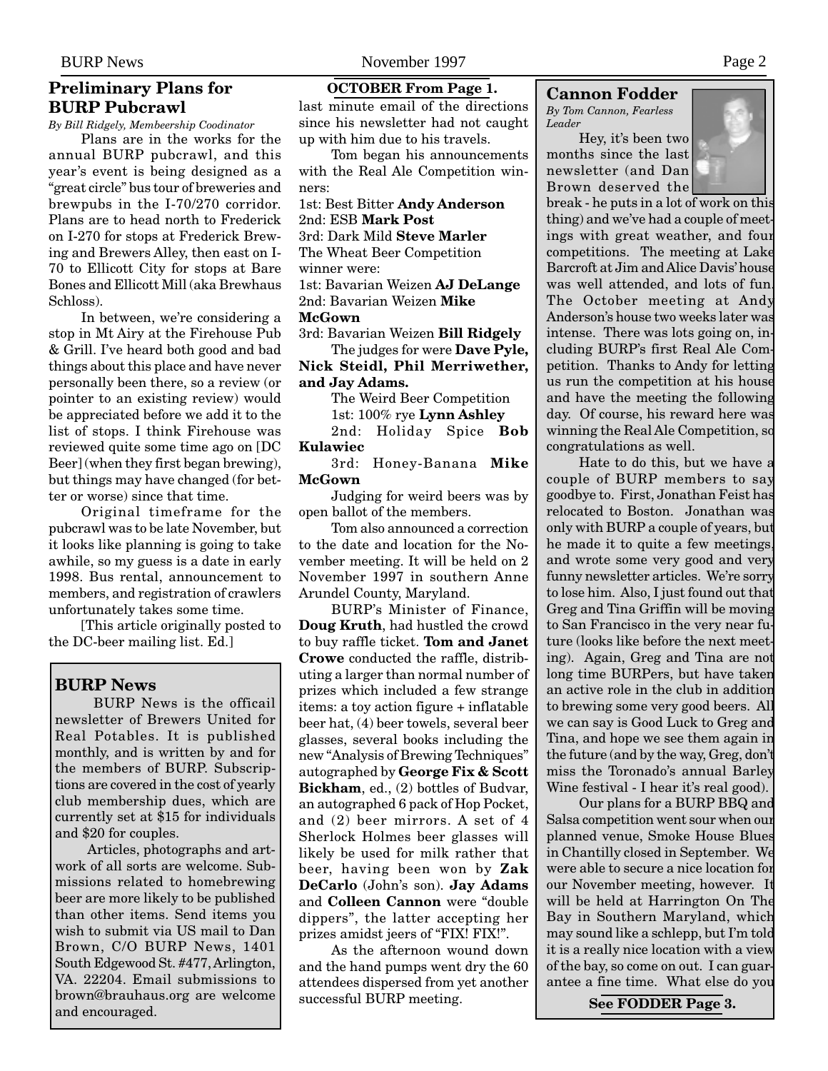## Preliminary Plans for BURP Pubcrawl

*By Bill Ridgely, Membeership Coodinator*

Plans are in the works for the annual BURP pubcrawl, and this year's event is being designed as a "great circle" bus tour of breweries and brewpubs in the I-70/270 corridor. Plans are to head north to Frederick on I-270 for stops at Frederick Brewing and Brewers Alley, then east on I-70 to Ellicott City for stops at Bare Bones and Ellicott Mill (aka Brewhaus Schloss).

In between, we're considering a stop in Mt Airy at the Firehouse Pub & Grill. I've heard both good and bad things about this place and have never personally been there, so a review (or pointer to an existing review) would be appreciated before we add it to the list of stops. I think Firehouse was reviewed quite some time ago on [DC Beer] (when they first began brewing), but things may have changed (for better or worse) since that time.

Original timeframe for the pubcrawl was to be late November, but it looks like planning is going to take awhile, so my guess is a date in early 1998. Bus rental, announcement to members, and registration of crawlers unfortunately takes some time.

[This article originally posted to the DC-beer mailing list. Ed.]

## BURP News

BURP News is the officail newsletter of Brewers United for Real Potables. It is published monthly, and is written by and for the members of BURP. Subscriptions are covered in the cost of yearly club membership dues, which are currently set at $15 for individuals and $20 for couples.

Articles, photographs and artwork of all sorts are welcome. Submissions related to homebrewing beer are more likely to be published than other items. Send items you wish to submit via US mail to Dan Brown, C/O BURP News, 1401 South Edgewood St. #477, Arlington, VA. 22204. Email submissions to brown@brauhaus.org are welcome and encouraged.

**OCTOBER From Page 1.**

last minute email of the directions since his newsletter had not caught up with him due to his travels.

Tom began his announcements with the Real Ale Competition winners:

1st: Best Bitter **Andy Anderson**
2nd: ESB **Mark Post**
3rd: Dark Mild **Steve Marler**

The Wheat Beer Competition winner were:

1st: Bavarian Weizen **AJ DeLange**
2nd: Bavarian Weizen **Mike McGown**
3rd: Bavarian Weizen **Bill Ridgely**

The judges for were **Dave Pyle, Nick Steidl, Phil Merriwether, and Jay Adams.**

The Weird Beer Competition
1st: 100% rye **Lynn Ashley**
2nd: Holiday Spice **Bob Kulawiec**
3rd: Honey-Banana **Mike McGown**

Judging for weird beers was by open ballot of the members.

Tom also announced a correction to the date and location for the November meeting. It will be held on 2 November 1997 in southern Anne Arundel County, Maryland.

BURP's Minister of Finance, **Doug Kruth**, had hustled the crowd to buy raffle ticket. **Tom and Janet Crowe** conducted the raffle, distributing a larger than normal number of prizes which included a few strange items: a toy action figure + inflatable beer hat, (4) beer towels, several beer glasses, several books including the new "Analysis of Brewing Techniques" autographed by **George Fix & Scott Bickham**, ed., (2) bottles of Budvar, an autographed 6 pack of Hop Pocket, and (2) beer mirrors. A set of 4 Sherlock Holmes beer glasses will likely be used for milk rather that beer, having been won by **Zak DeCarlo** (John's son). **Jay Adams** and **Colleen Cannon** were "double dippers", the latter accepting her prizes amidst jeers of "FIX! FIX!".

As the afternoon wound down and the hand pumps went dry the 60 attendees dispersed from yet another successful BURP meeting.

## Cannon Fodder

*By Tom Cannon, Fearless Leader*

Hey, it's been two months since the last newsletter (and Dan Brown deserved the break - he puts in a lot of work on this thing) and we've had a couple of meetings with great weather, and four competitions. The meeting at Lake Barcroft at Jim and Alice Davis' house was well attended, and lots of fun. The October meeting at Andy Anderson's house two weeks later was intense. There was lots going on, including BURP's first Real Ale Competition. Thanks to Andy for letting us run the competition at his house and have the meeting the following day. Of course, his reward here was winning the Real Ale Competition, so congratulations as well.

Hate to do this, but we have a couple of BURP members to say goodbye to. First, Jonathan Feist has relocated to Boston. Jonathan was only with BURP a couple of years, but he made it to quite a few meetings, and wrote some very good and very funny newsletter articles. We're sorry to lose him. Also, I just found out that Greg and Tina Griffin will be moving to San Francisco in the very near future (looks like before the next meeting). Again, Greg and Tina are not long time BURPers, but have taken an active role in the club in addition to brewing some very good beers. All we can say is Good Luck to Greg and Tina, and hope we see them again in the future (and by the way, Greg, don't miss the Toronado's annual Barley Wine festival - I hear it's real good).

Our plans for a BURP BBQ and Salsa competition went sour when our planned venue, Smoke House Blues in Chantilly closed in September. We were able to secure a nice location for our November meeting, however. It will be held at Harrington On The Bay in Southern Maryland, which may sound like a schlepp, but I'm told it is a really nice location with a view of the bay, so come on out. I can guarantee a fine time. What else do you

**See FODDER Page 3.**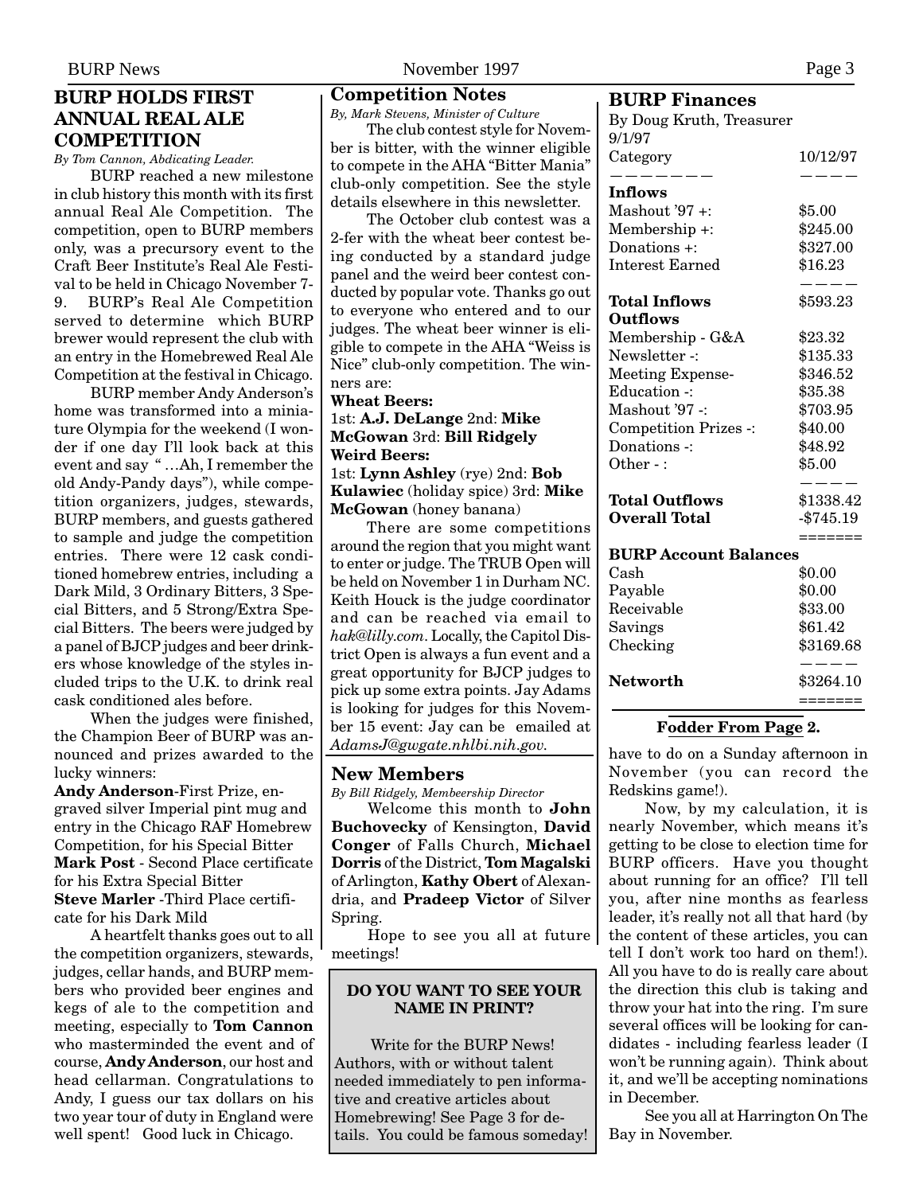## BURP HOLDS FIRST ANNUAL REAL ALE COMPETITION

*By Tom Cannon, Abdicating Leader.*

BURP reached a new milestone in club history this month with its first annual Real Ale Competition. The competition, open to BURP members only, was a precursory event to the Craft Beer Institute's Real Ale Festival to be held in Chicago November 7-9. BURP's Real Ale Competition served to determine which BURP brewer would represent the club with an entry in the Homebrewed Real Ale Competition at the festival in Chicago.

BURP member Andy Anderson's home was transformed into a miniature Olympia for the weekend (I wonder if one day I'll look back at this event and say " …Ah, I remember the old Andy-Pandy days"), while competition organizers, judges, stewards, BURP members, and guests gathered to sample and judge the competition entries. There were 12 cask conditioned homebrew entries, including a Dark Mild, 3 Ordinary Bitters, 3 Special Bitters, and 5 Strong/Extra Special Bitters. The beers were judged by a panel of BJCP judges and beer drinkers whose knowledge of the styles included trips to the U.K. to drink real cask conditioned ales before.

When the judges were finished, the Champion Beer of BURP was announced and prizes awarded to the lucky winners:

**Andy Anderson**-First Prize, engraved silver Imperial pint mug and entry in the Chicago RAF Homebrew Competition, for his Special Bitter
**Mark Post** - Second Place certificate for his Extra Special Bitter
**Steve Marler** -Third Place certificate for his Dark Mild

A heartfelt thanks goes out to all the competition organizers, stewards, judges, cellar hands, and BURP members who provided beer engines and kegs of ale to the competition and meeting, especially to **Tom Cannon** who masterminded the event and of course, **Andy Anderson**, our host and head cellarman. Congratulations to Andy, I guess our tax dollars on his two year tour of duty in England were well spent! Good luck in Chicago.

## Competition Notes

*By, Mark Stevens, Minister of Culture*

The club contest style for November is bitter, with the winner eligible to compete in the AHA "Bitter Mania" club-only competition. See the style details elsewhere in this newsletter.

The October club contest was a 2-fer with the wheat beer contest being conducted by a standard judge panel and the weird beer contest conducted by popular vote. Thanks go out to everyone who entered and to our judges. The wheat beer winner is eligible to compete in the AHA "Weiss is Nice" club-only competition. The winners are:

**Wheat Beers:**
1st: **A.J. DeLange** 2nd: **Mike McGowan** 3rd: **Bill Ridgely**
**Weird Beers:**
1st: **Lynn Ashley** (rye) 2nd: **Bob Kulawiec** (holiday spice) 3rd: **Mike McGowan** (honey banana)

There are some competitions around the region that you might want to enter or judge. The TRUB Open will be held on November 1 in Durham NC. Keith Houck is the judge coordinator and can be reached via email to *hak@lilly.com*. Locally, the Capitol District Open is always a fun event and a great opportunity for BJCP judges to pick up some extra points. Jay Adams is looking for judges for this November 15 event: Jay can be emailed at *AdamsJ@gwgate.nhlbi.nih.gov.*

## New Members

*By Bill Ridgely, Membeership Director*

Welcome this month to **John Buchovecky** of Kensington, **David Conger** of Falls Church, **Michael Dorris** of the District, **Tom Magalski** of Arlington, **Kathy Obert** of Alexandria, and **Pradeep Victor** of Silver Spring.

Hope to see you all at future meetings!

**DO YOU WANT TO SEE YOUR NAME IN PRINT?**

Write for the BURP News! Authors, with or without talent needed immediately to pen informative and creative articles about Homebrewing! See Page 3 for details. You could be famous someday!

## BURP Finances

By Doug Kruth, Treasurer

| Category (9/1/97) | 10/12/97 |
|---|---|
| **Inflows** | |
| Mashout '97 +: | $5.00 |
| Membership +: | $245.00 |
| Donations +: | $327.00 |
| Interest Earned | $16.23 |
| **Total Inflows** | $593.23 |
| **Outflows** | |
| Membership - G&A | $23.32 |
| Newsletter -: | $135.33 |
| Meeting Expense- | $346.52 |
| Education -: | $35.38 |
| Mashout '97 -: | $703.95 |
| Competition Prizes -: | $40.00 |
| Donations -: | $48.92 |
| Other - : | $5.00 |
| **Total Outflows** | $1338.42 |
| **Overall Total** | -$745.19 |

| **BURP Account Balances** | |
|---|---|
| Cash | $0.00 |
| Payable | $0.00 |
| Receivable | $33.00 |
| Savings | $61.42 |
| Checking | $3169.68 |
| **Networth** | $3264.10 |

**Fodder From Page 2.**

have to do on a Sunday afternoon in November (you can record the Redskins game!).

Now, by my calculation, it is nearly November, which means it's getting to be close to election time for BURP officers. Have you thought about running for an office? I'll tell you, after nine months as fearless leader, it's really not all that hard (by the content of these articles, you can tell I don't work too hard on them!). All you have to do is really care about the direction this club is taking and throw your hat into the ring. I'm sure several offices will be looking for candidates - including fearless leader (I won't be running again). Think about it, and we'll be accepting nominations in December.

See you all at Harrington On The Bay in November.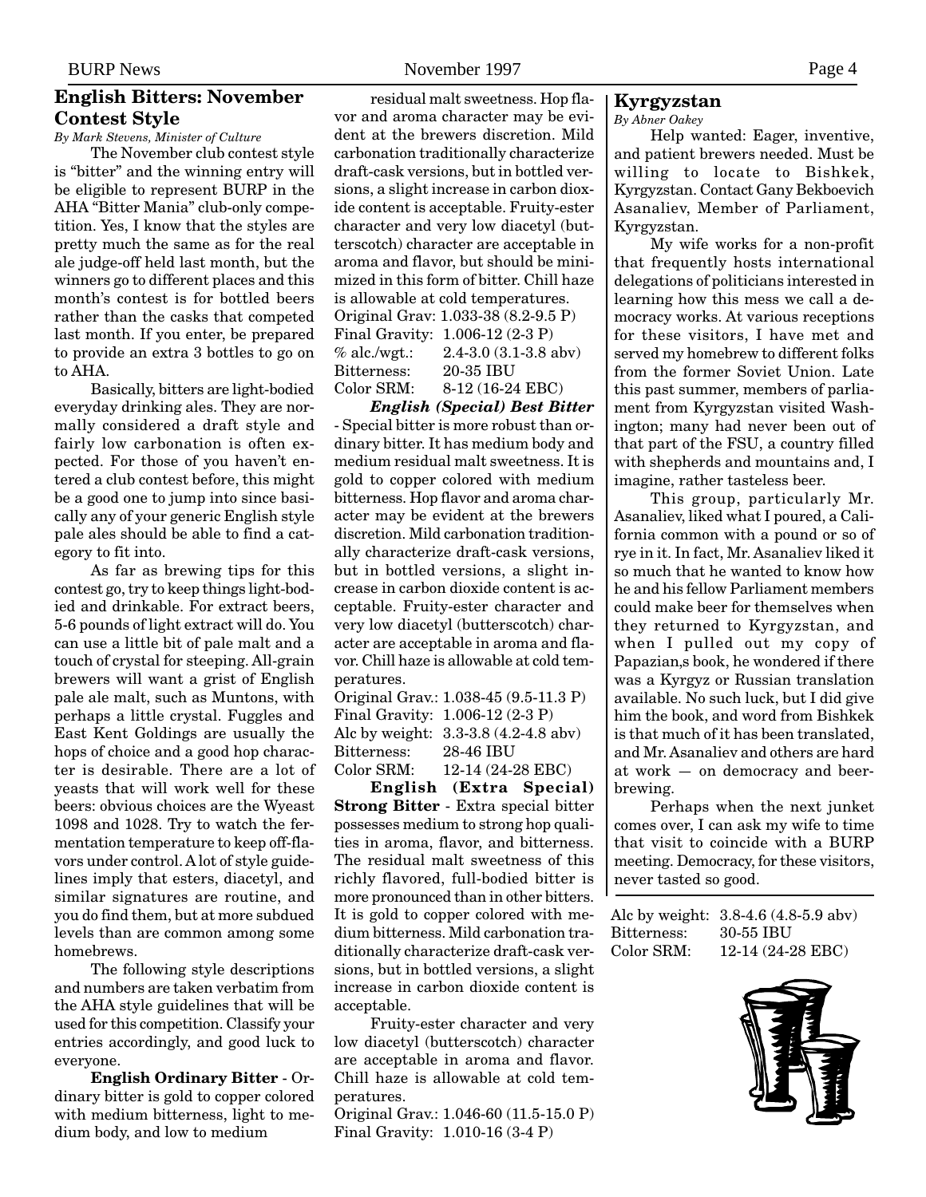## English Bitters: November Contest Style

*By Mark Stevens, Minister of Culture*

The November club contest style is "bitter" and the winning entry will be eligible to represent BURP in the AHA "Bitter Mania" club-only competition. Yes, I know that the styles are pretty much the same as for the real ale judge-off held last month, but the winners go to different places and this month's contest is for bottled beers rather than the casks that competed last month. If you enter, be prepared to provide an extra 3 bottles to go on to AHA.

Basically, bitters are light-bodied everyday drinking ales. They are normally considered a draft style and fairly low carbonation is often expected. For those of you haven't entered a club contest before, this might be a good one to jump into since basically any of your generic English style pale ales should be able to find a category to fit into.

As far as brewing tips for this contest go, try to keep things light-bodied and drinkable. For extract beers, 5-6 pounds of light extract will do. You can use a little bit of pale malt and a touch of crystal for steeping. All-grain brewers will want a grist of English pale ale malt, such as Muntons, with perhaps a little crystal. Fuggles and East Kent Goldings are usually the hops of choice and a good hop character is desirable. There are a lot of yeasts that will work well for these beers: obvious choices are the Wyeast 1098 and 1028. Try to watch the fermentation temperature to keep off-flavors under control. A lot of style guidelines imply that esters, diacetyl, and similar signatures are routine, and you do find them, but at more subdued levels than are common among some homebrews.

The following style descriptions and numbers are taken verbatim from the AHA style guidelines that will be used for this competition. Classify your entries accordingly, and good luck to everyone.

**English Ordinary Bitter** - Ordinary bitter is gold to copper colored with medium bitterness, light to medium body, and low to medium residual malt sweetness. Hop flavor and aroma character may be evident at the brewers discretion. Mild carbonation traditionally characterize draft-cask versions, but in bottled versions, a slight increase in carbon dioxide content is acceptable. Fruity-ester character and very low diacetyl (butterscotch) character are acceptable in aroma and flavor, but should be minimized in this form of bitter. Chill haze is allowable at cold temperatures.

Original Grav: 1.033-38 (8.2-9.5 P)
Final Gravity: 1.006-12 (2-3 P)
% alc./wgt.: 2.4-3.0 (3.1-3.8 abv)
Bitterness: 20-35 IBU
Color SRM: 8-12 (16-24 EBC)

***English (Special) Best Bitter*** - Special bitter is more robust than ordinary bitter. It has medium body and medium residual malt sweetness. It is gold to copper colored with medium bitterness. Hop flavor and aroma character may be evident at the brewers discretion. Mild carbonation traditionally characterize draft-cask versions, but in bottled versions, a slight increase in carbon dioxide content is acceptable. Fruity-ester character and very low diacetyl (butterscotch) character are acceptable in aroma and flavor. Chill haze is allowable at cold temperatures.

Original Grav.: 1.038-45 (9.5-11.3 P)
Final Gravity: 1.006-12 (2-3 P)
Alc by weight: 3.3-3.8 (4.2-4.8 abv)
Bitterness: 28-46 IBU
Color SRM: 12-14 (24-28 EBC)

**English (Extra Special) Strong Bitter** - Extra special bitter possesses medium to strong hop qualities in aroma, flavor, and bitterness. The residual malt sweetness of this richly flavored, full-bodied bitter is more pronounced than in other bitters. It is gold to copper colored with medium bitterness. Mild carbonation traditionally characterize draft-cask versions, but in bottled versions, a slight increase in carbon dioxide content is acceptable.

Fruity-ester character and very low diacetyl (butterscotch) character are acceptable in aroma and flavor. Chill haze is allowable at cold temperatures.

Original Grav.: 1.046-60 (11.5-15.0 P)
Final Gravity: 1.010-16 (3-4 P)
Alc by weight: 3.8-4.6 (4.8-5.9 abv)
Bitterness: 30-55 IBU
Color SRM: 12-14 (24-28 EBC)

## Kyrgyzstan

*By Abner Oakey*

Help wanted: Eager, inventive, and patient brewers needed. Must be willing to locate to Bishkek, Kyrgyzstan. Contact Gany Bekboevich Asanaliev, Member of Parliament, Kyrgyzstan.

My wife works for a non-profit that frequently hosts international delegations of politicians interested in learning how this mess we call a democracy works. At various receptions for these visitors, I have met and served my homebrew to different folks from the former Soviet Union. Late this past summer, members of parliament from Kyrgyzstan visited Washington; many had never been out of that part of the FSU, a country filled with shepherds and mountains and, I imagine, rather tasteless beer.

This group, particularly Mr. Asanaliev, liked what I poured, a California common with a pound or so of rye in it. In fact, Mr. Asanaliev liked it so much that he wanted to know how he and his fellow Parliament members could make beer for themselves when they returned to Kyrgyzstan, and when I pulled out my copy of Papazian,s book, he wondered if there was a Kyrgyz or Russian translation available. No such luck, but I did give him the book, and word from Bishkek is that much of it has been translated, and Mr. Asanaliev and others are hard at work — on democracy and beer-brewing.

Perhaps when the next junket comes over, I can ask my wife to time that visit to coincide with a BURP meeting. Democracy, for these visitors, never tasted so good.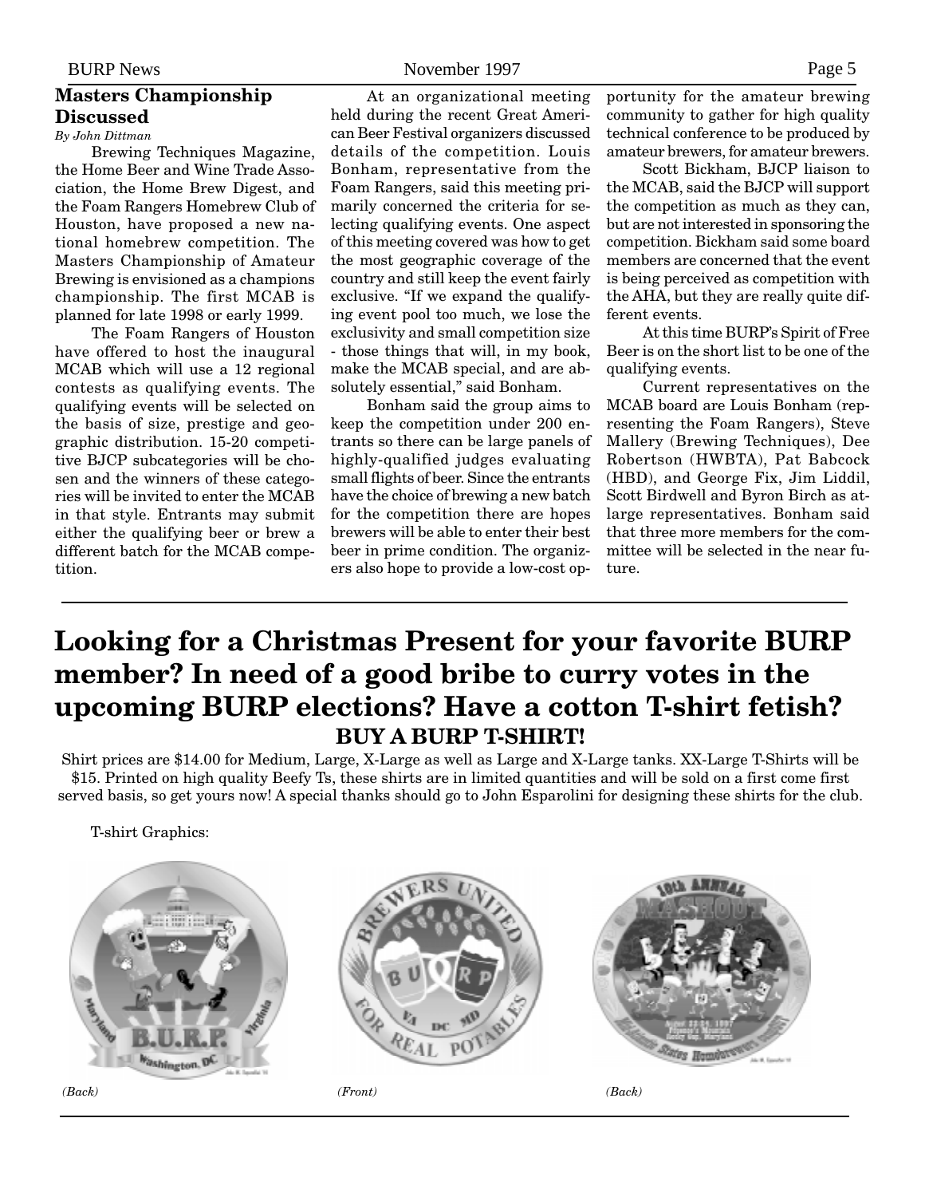## Masters Championship Discussed

*By John Dittman*

Brewing Techniques Magazine, the Home Beer and Wine Trade Association, the Home Brew Digest, and the Foam Rangers Homebrew Club of Houston, have proposed a new national homebrew competition. The Masters Championship of Amateur Brewing is envisioned as a champions championship. The first MCAB is planned for late 1998 or early 1999.

The Foam Rangers of Houston have offered to host the inaugural MCAB which will use a 12 regional contests as qualifying events. The qualifying events will be selected on the basis of size, prestige and geographic distribution. 15-20 competitive BJCP subcategories will be chosen and the winners of these categories will be invited to enter the MCAB in that style. Entrants may submit either the qualifying beer or brew a different batch for the MCAB competition.

At an organizational meeting held during the recent Great American Beer Festival organizers discussed details of the competition. Louis Bonham, representative from the Foam Rangers, said this meeting primarily concerned the criteria for selecting qualifying events. One aspect of this meeting covered was how to get the most geographic coverage of the country and still keep the event fairly exclusive. "If we expand the qualifying event pool too much, we lose the exclusivity and small competition size - those things that will, in my book, make the MCAB special, and are absolutely essential," said Bonham.

Bonham said the group aims to keep the competition under 200 entrants so there can be large panels of highly-qualified judges evaluating small flights of beer. Since the entrants have the choice of brewing a new batch for the competition there are hopes brewers will be able to enter their best beer in prime condition. The organizers also hope to provide a low-cost opportunity for the amateur brewing community to gather for high quality technical conference to be produced by amateur brewers, for amateur brewers.

Scott Bickham, BJCP liaison to the MCAB, said the BJCP will support the competition as much as they can, but are not interested in sponsoring the competition. Bickham said some board members are concerned that the event is being perceived as competition with the AHA, but they are really quite different events.

At this time BURP's Spirit of Free Beer is on the short list to be one of the qualifying events.

Current representatives on the MCAB board are Louis Bonham (representing the Foam Rangers), Steve Mallery (Brewing Techniques), Dee Robertson (HWBTA), Pat Babcock (HBD), and George Fix, Jim Liddil, Scott Birdwell and Byron Birch as at-large representatives. Bonham said that three more members for the committee will be selected in the near future.

---

# Looking for a Christmas Present for your favorite BURP member? In need of a good bribe to curry votes in the upcoming BURP elections? Have a cotton T-shirt fetish?

**BUY A BURP T-SHIRT!**

Shirt prices are $14.00 for Medium, Large, X-Large as well as Large and X-Large tanks. XX-Large T-Shirts will be $15. Printed on high quality Beefy Ts, these shirts are in limited quantities and will be sold on a first come first served basis, so get yours now! A special thanks should go to John Esparolini for designing these shirts for the club.

T-shirt Graphics:

*(Back)* *(Front)* *(Back)*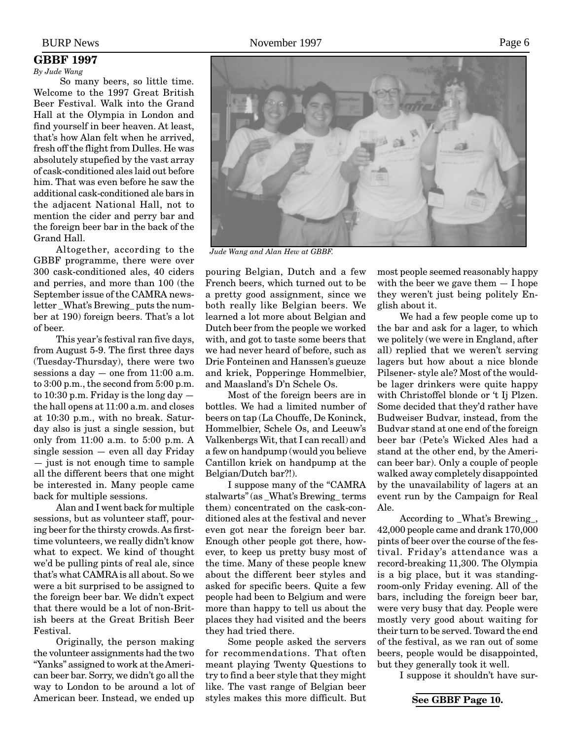## GBBF 1997

*By Jude Wang*

So many beers, so little time. Welcome to the 1997 Great British Beer Festival. Walk into the Grand Hall at the Olympia in London and find yourself in beer heaven. At least, that's how Alan felt when he arrived, fresh off the flight from Dulles. He was absolutely stupefied by the vast array of cask-conditioned ales laid out before him. That was even before he saw the additional cask-conditioned ale bars in the adjacent National Hall, not to mention the cider and perry bar and the foreign beer bar in the back of the Grand Hall.

Altogether, according to the GBBF programme, there were over 300 cask-conditioned ales, 40 ciders and perries, and more than 100 (the September issue of the CAMRA newsletter _What's Brewing_ puts the number at 190) foreign beers. That's a lot of beer.

This year's festival ran five days, from August 5-9. The first three days (Tuesday-Thursday), there were two sessions a day — one from 11:00 a.m. to 3:00 p.m., the second from 5:00 p.m. to 10:30 p.m. Friday is the long day — the hall opens at 11:00 a.m. and closes at 10:30 p.m., with no break. Saturday also is just a single session, but only from 11:00 a.m. to 5:00 p.m. A single session — even all day Friday — just is not enough time to sample all the different beers that one might be interested in. Many people came back for multiple sessions.

Alan and I went back for multiple sessions, but as volunteer staff, pouring beer for the thirsty crowds. As first-time volunteers, we really didn't know what to expect. We kind of thought we'd be pulling pints of real ale, since that's what CAMRA is all about. So we were a bit surprised to be assigned to the foreign beer bar. We didn't expect that there would be a lot of non-British beers at the Great British Beer Festival.

Originally, the person making the volunteer assignments had the two "Yanks" assigned to work at the American beer bar. Sorry, we didn't go all the way to London to be around a lot of American beer. Instead, we ended up pouring Belgian, Dutch and a few French beers, which turned out to be a pretty good assignment, since we both really like Belgian beers. We learned a lot more about Belgian and Dutch beer from the people we worked with, and got to taste some beers that we had never heard of before, such as Drie Fonteinen and Hanssen's gueuze and kriek, Popperinge Hommelbier, and Maasland's D'n Schele Os.

*Jude Wang and Alan Hew at GBBF.*

Most of the foreign beers are in bottles. We had a limited number of beers on tap (La Chouffe, De Koninck, Hommelbier, Schele Os, and Leeuw's Valkenbergs Wit, that I can recall) and a few on handpump (would you believe Cantillon kriek on handpump at the Belgian/Dutch bar?!).

I suppose many of the "CAMRA stalwarts" (as _What's Brewing_ terms them) concentrated on the cask-conditioned ales at the festival and never even got near the foreign beer bar. Enough other people got there, however, to keep us pretty busy most of the time. Many of these people knew about the different beer styles and asked for specific beers. Quite a few people had been to Belgium and were more than happy to tell us about the places they had visited and the beers they had tried there.

Some people asked the servers for recommendations. That often meant playing Twenty Questions to try to find a beer style that they might like. The vast range of Belgian beer styles makes this more difficult. But most people seemed reasonably happy with the beer we gave them — I hope they weren't just being politely English about it.

We had a few people come up to the bar and ask for a lager, to which we politely (we were in England, after all) replied that we weren't serving lagers but how about a nice blonde Pilsener- style ale? Most of the would-be lager drinkers were quite happy with Christoffel blonde or 't Ij Plzen. Some decided that they'd rather have Budweiser Budvar, instead, from the Budvar stand at one end of the foreign beer bar (Pete's Wicked Ales had a stand at the other end, by the American beer bar). Only a couple of people walked away completely disappointed by the unavailability of lagers at an event run by the Campaign for Real Ale.

According to _What's Brewing_, 42,000 people came and drank 170,000 pints of beer over the course of the festival. Friday's attendance was a record-breaking 11,300. The Olympia is a big place, but it was standing-room-only Friday evening. All of the bars, including the foreign beer bar, were very busy that day. People were mostly very good about waiting for their turn to be served. Toward the end of the festival, as we ran out of some beers, people would be disappointed, but they generally took it well.

I suppose it shouldn't have sur-

**See GBBF Page 10.**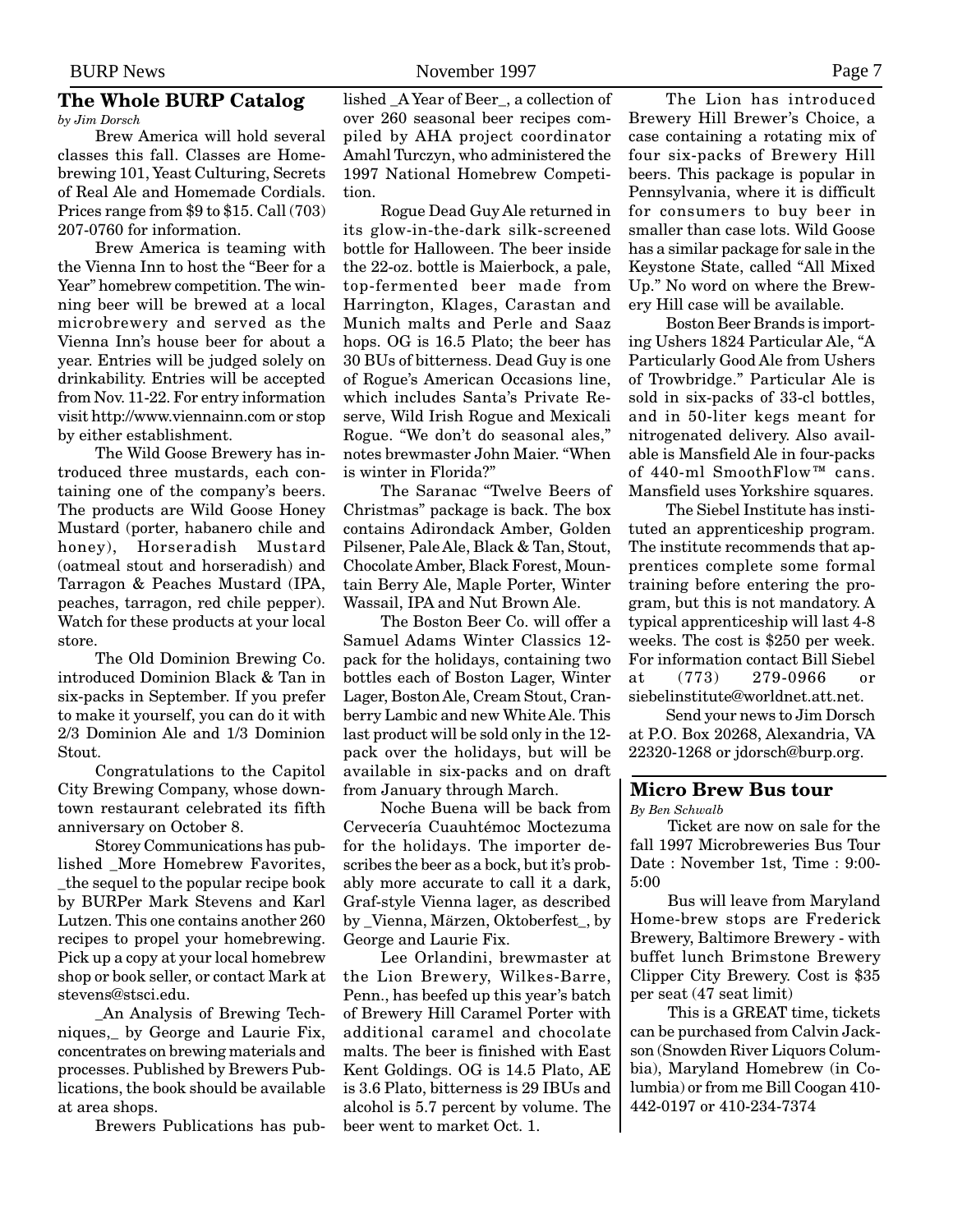## The Whole BURP Catalog

*by Jim Dorsch*

Brew America will hold several classes this fall. Classes are Homebrewing 101, Yeast Culturing, Secrets of Real Ale and Homemade Cordials. Prices range from $9 to $15. Call (703) 207-0760 for information.

Brew America is teaming with the Vienna Inn to host the "Beer for a Year" homebrew competition. The winning beer will be brewed at a local microbrewery and served as the Vienna Inn's house beer for about a year. Entries will be judged solely on drinkability. Entries will be accepted from Nov. 11-22. For entry information visit http://www.viennainn.com or stop by either establishment.

The Wild Goose Brewery has introduced three mustards, each containing one of the company's beers. The products are Wild Goose Honey Mustard (porter, habanero chile and honey), Horseradish Mustard (oatmeal stout and horseradish) and Tarragon & Peaches Mustard (IPA, peaches, tarragon, red chile pepper). Watch for these products at your local store.

The Old Dominion Brewing Co. introduced Dominion Black & Tan in six-packs in September. If you prefer to make it yourself, you can do it with 2/3 Dominion Ale and 1/3 Dominion Stout.

Congratulations to the Capitol City Brewing Company, whose downtown restaurant celebrated its fifth anniversary on October 8.

Storey Communications has published _More Homebrew Favorites, _the sequel to the popular recipe book by BURPer Mark Stevens and Karl Lutzen. This one contains another 260 recipes to propel your homebrewing. Pick up a copy at your local homebrew shop or book seller, or contact Mark at stevens@stsci.edu.

_An Analysis of Brewing Techniques,_ by George and Laurie Fix, concentrates on brewing materials and processes. Published by Brewers Publications, the book should be available at area shops.

Brewers Publications has published _A Year of Beer_, a collection of over 260 seasonal beer recipes compiled by AHA project coordinator Amahl Turczyn, who administered the 1997 National Homebrew Competition.

Rogue Dead Guy Ale returned in its glow-in-the-dark silk-screened bottle for Halloween. The beer inside the 22-oz. bottle is Maierbock, a pale, top-fermented beer made from Harrington, Klages, Carastan and Munich malts and Perle and Saaz hops. OG is 16.5 Plato; the beer has 30 BUs of bitterness. Dead Guy is one of Rogue's American Occasions line, which includes Santa's Private Reserve, Wild Irish Rogue and Mexicali Rogue. "We don't do seasonal ales," notes brewmaster John Maier. "When is winter in Florida?"

The Saranac "Twelve Beers of Christmas" package is back. The box contains Adirondack Amber, Golden Pilsener, Pale Ale, Black & Tan, Stout, Chocolate Amber, Black Forest, Mountain Berry Ale, Maple Porter, Winter Wassail, IPA and Nut Brown Ale.

The Boston Beer Co. will offer a Samuel Adams Winter Classics 12-pack for the holidays, containing two bottles each of Boston Lager, Winter Lager, Boston Ale, Cream Stout, Cranberry Lambic and new White Ale. This last product will be sold only in the 12-pack over the holidays, but will be available in six-packs and on draft from January through March.

Noche Buena will be back from Cervecería Cuauhtémoc Moctezuma for the holidays. The importer describes the beer as a bock, but it's probably more accurate to call it a dark, Graf-style Vienna lager, as described by _Vienna, Märzen, Oktoberfest_, by George and Laurie Fix.

Lee Orlandini, brewmaster at the Lion Brewery, Wilkes-Barre, Penn., has beefed up this year's batch of Brewery Hill Caramel Porter with additional caramel and chocolate malts. The beer is finished with East Kent Goldings. OG is 14.5 Plato, AE is 3.6 Plato, bitterness is 29 IBUs and alcohol is 5.7 percent by volume. The beer went to market Oct. 1.

The Lion has introduced Brewery Hill Brewer's Choice, a case containing a rotating mix of four six-packs of Brewery Hill beers. This package is popular in Pennsylvania, where it is difficult for consumers to buy beer in smaller than case lots. Wild Goose has a similar package for sale in the Keystone State, called "All Mixed Up." No word on where the Brewery Hill case will be available.

Boston Beer Brands is importing Ushers 1824 Particular Ale, "A Particularly Good Ale from Ushers of Trowbridge." Particular Ale is sold in six-packs of 33-cl bottles, and in 50-liter kegs meant for nitrogenated delivery. Also available is Mansfield Ale in four-packs of 440-ml SmoothFlow™ cans. Mansfield uses Yorkshire squares.

The Siebel Institute has instituted an apprenticeship program. The institute recommends that apprentices complete some formal training before entering the program, but this is not mandatory. A typical apprenticeship will last 4-8 weeks. The cost is $250 per week. For information contact Bill Siebel at (773) 279-0966 or siebelinstitute@worldnet.att.net.

Send your news to Jim Dorsch at P.O. Box 20268, Alexandria, VA 22320-1268 or jdorsch@burp.org.

## Micro Brew Bus tour

*By Ben Schwalb*

Ticket are now on sale for the fall 1997 Microbreweries Bus Tour Date : November 1st, Time : 9:00-5:00

Bus will leave from Maryland Home-brew stops are Frederick Brewery, Baltimore Brewery - with buffet lunch Brimstone Brewery Clipper City Brewery. Cost is $35 per seat (47 seat limit)

This is a GREAT time, tickets can be purchased from Calvin Jackson (Snowden River Liquors Columbia), Maryland Homebrew (in Columbia) or from me Bill Coogan 410-442-0197 or 410-234-7374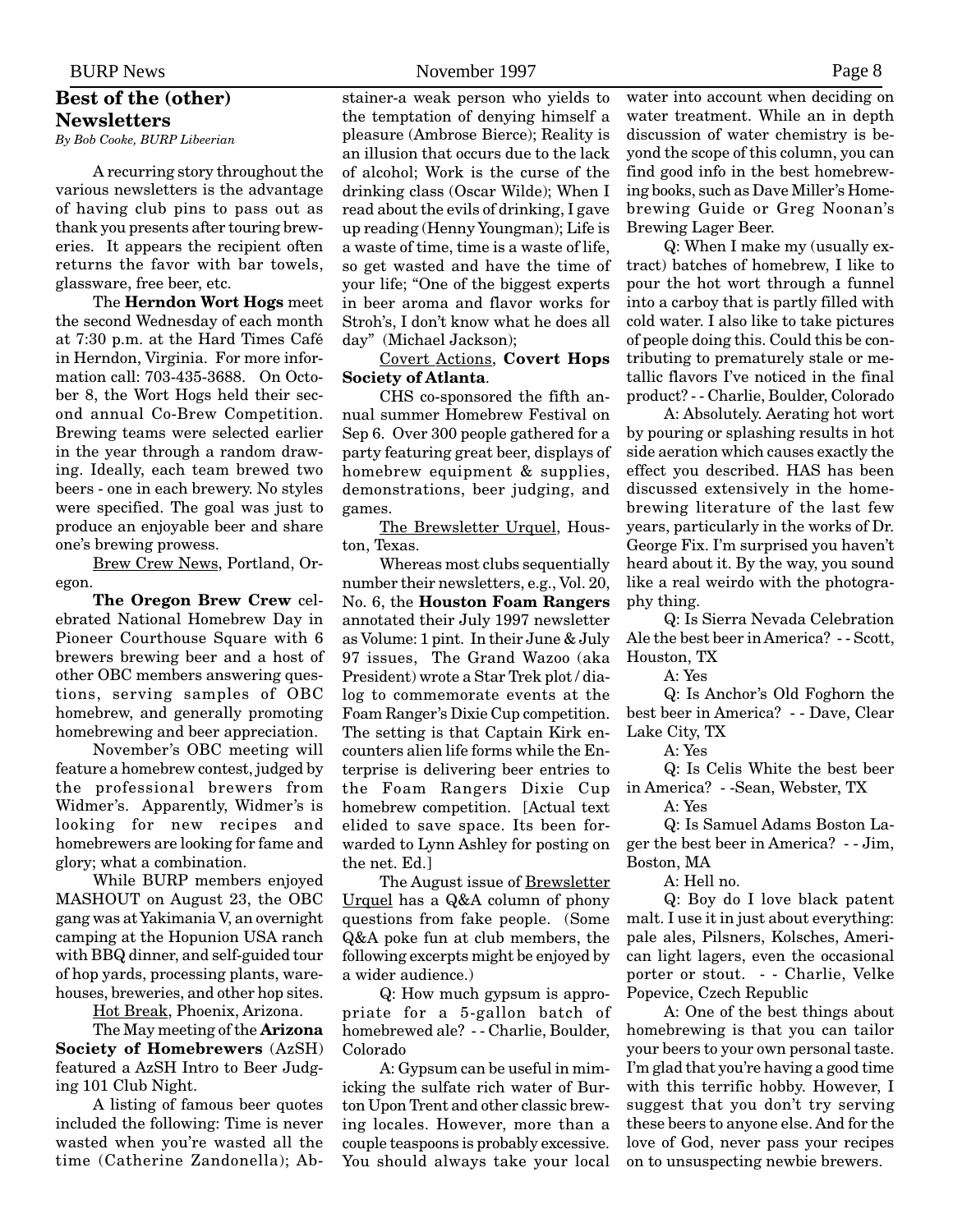## Best of the (other) Newsletters

*By Bob Cooke, BURP Libeerian*

A recurring story throughout the various newsletters is the advantage of having club pins to pass out as thank you presents after touring breweries. It appears the recipient often returns the favor with bar towels, glassware, free beer, etc.

The **Herndon Wort Hogs** meet the second Wednesday of each month at 7:30 p.m. at the Hard Times Café in Herndon, Virginia. For more information call: 703-435-3688. On October 8, the Wort Hogs held their second annual Co-Brew Competition. Brewing teams were selected earlier in the year through a random drawing. Ideally, each team brewed two beers - one in each brewery. No styles were specified. The goal was just to produce an enjoyable beer and share one's brewing prowess.

Brew Crew News, Portland, Oregon.

**The Oregon Brew Crew** celebrated National Homebrew Day in Pioneer Courthouse Square with 6 brewers brewing beer and a host of other OBC members answering questions, serving samples of OBC homebrew, and generally promoting homebrewing and beer appreciation.

November's OBC meeting will feature a homebrew contest, judged by the professional brewers from Widmer's. Apparently, Widmer's is looking for new recipes and homebrewers are looking for fame and glory; what a combination.

While BURP members enjoyed MASHOUT on August 23, the OBC gang was at Yakimania V, an overnight camping at the Hopunion USA ranch with BBQ dinner, and self-guided tour of hop yards, processing plants, warehouses, breweries, and other hop sites.

Hot Break, Phoenix, Arizona.

The May meeting of the **Arizona Society of Homebrewers** (AzSH) featured a AzSH Intro to Beer Judging 101 Club Night.

A listing of famous beer quotes included the following: Time is never wasted when you're wasted all the time (Catherine Zandonella); Abstainer-a weak person who yields to the temptation of denying himself a pleasure (Ambrose Bierce); Reality is an illusion that occurs due to the lack of alcohol; Work is the curse of the drinking class (Oscar Wilde); When I read about the evils of drinking, I gave up reading (Henny Youngman); Life is a waste of time, time is a waste of life, so get wasted and have the time of your life; "One of the biggest experts in beer aroma and flavor works for Stroh's, I don't know what he does all day" (Michael Jackson);

Covert Actions, **Covert Hops Society of Atlanta**.

CHS co-sponsored the fifth annual summer Homebrew Festival on Sep 6. Over 300 people gathered for a party featuring great beer, displays of homebrew equipment & supplies, demonstrations, beer judging, and games.

The Brewsletter Urquel, Houston, Texas.

Whereas most clubs sequentially number their newsletters, e.g., Vol. 20, No. 6, the **Houston Foam Rangers** annotated their July 1997 newsletter as Volume: 1 pint. In their June & July 97 issues, The Grand Wazoo (aka President) wrote a Star Trek plot / dialog to commemorate events at the Foam Ranger's Dixie Cup competition. The setting is that Captain Kirk encounters alien life forms while the Enterprise is delivering beer entries to the Foam Rangers Dixie Cup homebrew competition. [Actual text elided to save space. Its been forwarded to Lynn Ashley for posting on the net. Ed.]

The August issue of Brewsletter Urquel has a Q&A column of phony questions from fake people. (Some Q&A poke fun at club members, the following excerpts might be enjoyed by a wider audience.)

Q: How much gypsum is appropriate for a 5-gallon batch of homebrewed ale? - - Charlie, Boulder, Colorado

A: Gypsum can be useful in mimicking the sulfate rich water of Burton Upon Trent and other classic brewing locales. However, more than a couple teaspoons is probably excessive. You should always take your local water into account when deciding on water treatment. While an in depth discussion of water chemistry is beyond the scope of this column, you can find good info in the best homebrewing books, such as Dave Miller's Homebrewing Guide or Greg Noonan's Brewing Lager Beer.

Q: When I make my (usually extract) batches of homebrew, I like to pour the hot wort through a funnel into a carboy that is partly filled with cold water. I also like to take pictures of people doing this. Could this be contributing to prematurely stale or metallic flavors I've noticed in the final product? - - Charlie, Boulder, Colorado

A: Absolutely. Aerating hot wort by pouring or splashing results in hot side aeration which causes exactly the effect you described. HAS has been discussed extensively in the homebrewing literature of the last few years, particularly in the works of Dr. George Fix. I'm surprised you haven't heard about it. By the way, you sound like a real weirdo with the photography thing.

Q: Is Sierra Nevada Celebration Ale the best beer in America? - - Scott, Houston, TX

A: Yes

Q: Is Anchor's Old Foghorn the best beer in America? - - Dave, Clear Lake City, TX

A: Yes

Q: Is Celis White the best beer in America? - -Sean, Webster, TX

A: Yes

Q: Is Samuel Adams Boston Lager the best beer in America? - - Jim, Boston, MA

A: Hell no.

Q: Boy do I love black patent malt. I use it in just about everything: pale ales, Pilsners, Kolsches, American light lagers, even the occasional porter or stout. - - Charlie, Velke Popevice, Czech Republic

A: One of the best things about homebrewing is that you can tailor your beers to your own personal taste. I'm glad that you're having a good time with this terrific hobby. However, I suggest that you don't try serving these beers to anyone else. And for the love of God, never pass your recipes on to unsuspecting newbie brewers.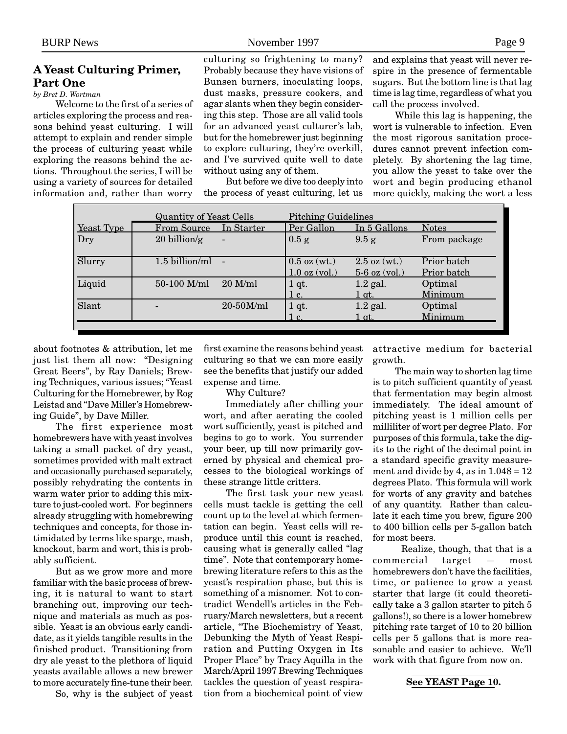## A Yeast Culturing Primer, Part One

*by Bret D. Wortman*

Welcome to the first of a series of articles exploring the process and reasons behind yeast culturing. I will attempt to explain and render simple the process of culturing yeast while exploring the reasons behind the actions. Throughout the series, I will be using a variety of sources for detailed information and, rather than worry about footnotes & attribution, let me just list them all now: "Designing Great Beers", by Ray Daniels; Brewing Techniques, various issues; "Yeast Culturing for the Homebrewer, by Rog Leistad and "Dave Miller's Homebrewing Guide", by Dave Miller.

The first experience most homebrewers have with yeast involves taking a small packet of dry yeast, sometimes provided with malt extract and occasionally purchased separately, possibly rehydrating the contents in warm water prior to adding this mixture to just-cooled wort. For beginners already struggling with homebrewing techniques and concepts, for those intimidated by terms like sparge, mash, knockout, barm and wort, this is probably sufficient.

But as we grow more and more familiar with the basic process of brewing, it is natural to want to start branching out, improving our technique and materials as much as possible. Yeast is an obvious early candidate, as it yields tangible results in the finished product. Transitioning from dry ale yeast to the plethora of liquid yeasts available allows a new brewer to more accurately fine-tune their beer.

So, why is the subject of yeast culturing so frightening to many? Probably because they have visions of Bunsen burners, inoculating loops, dust masks, pressure cookers, and agar slants when they begin considering this step. Those are all valid tools for an advanced yeast culturer's lab, but for the homebrewer just beginning to explore culturing, they're overkill, and I've survived quite well to date without using any of them.

But before we dive too deeply into the process of yeast culturing, let us first examine the reasons behind yeast culturing so that we can more easily see the benefits that justify our added expense and time.

Why Culture?

Immediately after chilling your wort, and after aerating the cooled wort sufficiently, yeast is pitched and begins to go to work. You surrender your beer, up till now primarily governed by physical and chemical processes to the biological workings of these strange little critters.

The first task your new yeast cells must tackle is getting the cell count up to the level at which fermentation can begin. Yeast cells will reproduce until this count is reached, causing what is generally called "lag time". Note that contemporary homebrewing literature refers to this as the yeast's respiration phase, but this is something of a misnomer. Not to contradict Wendell's articles in the February/March newsletters, but a recent article, "The Biochemistry of Yeast, Debunking the Myth of Yeast Respiration and Putting Oxygen in Its Proper Place" by Tracy Aquilla in the March/April 1997 Brewing Techniques tackles the question of yeast respiration from a biochemical point of view and explains that yeast will never respire in the presence of fermentable sugars. But the bottom line is that lag time is lag time, regardless of what you call the process involved.

While this lag is happening, the wort is vulnerable to infection. Even the most rigorous sanitation procedures cannot prevent infection completely. By shortening the lag time, you allow the yeast to take over the wort and begin producing ethanol more quickly, making the wort a less attractive medium for bacterial growth.

| | Quantity of Yeast Cells | | Pitching Guidelines | | |
|---|---|---|---|---|---|
| Yeast Type | From Source | In Starter | Per Gallon | In 5 Gallons | Notes |
| Dry | 20 billion/g | - | 0.5 g | 9.5 g | From package |
| Slurry | 1.5 billion/ml | - | 0.5 oz (wt.) | 2.5 oz (wt.) | Prior batch |
| | | | 1.0 oz (vol.) | 5-6 oz (vol.) | Prior batch |
| Liquid | 50-100 M/ml | 20 M/ml | 1 qt. | 1.2 gal. | Optimal |
| | | | 1 c. | 1 qt. | Minimum |
| Slant | - | 20-50M/ml | 1 qt. | 1.2 gal. | Optimal |
| | | | 1 c. | 1 qt. | Minimum |

The main way to shorten lag time is to pitch sufficient quantity of yeast that fermentation may begin almost immediately. The ideal amount of pitching yeast is 1 million cells per milliliter of wort per degree Plato. For purposes of this formula, take the digits to the right of the decimal point in a standard specific gravity measurement and divide by 4, as in 1.048 = 12 degrees Plato. This formula will work for worts of any gravity and batches of any quantity. Rather than calculate it each time you brew, figure 200 to 400 billion cells per 5-gallon batch for most beers.

Realize, though, that that is a commercial target — most homebrewers don't have the facilities, time, or patience to grow a yeast starter that large (it could theoretically take a 3 gallon starter to pitch 5 gallons!), so there is a lower homebrew pitching rate target of 10 to 20 billion cells per 5 gallons that is more reasonable and easier to achieve. We'll work with that figure from now on.

**See YEAST Page 10.**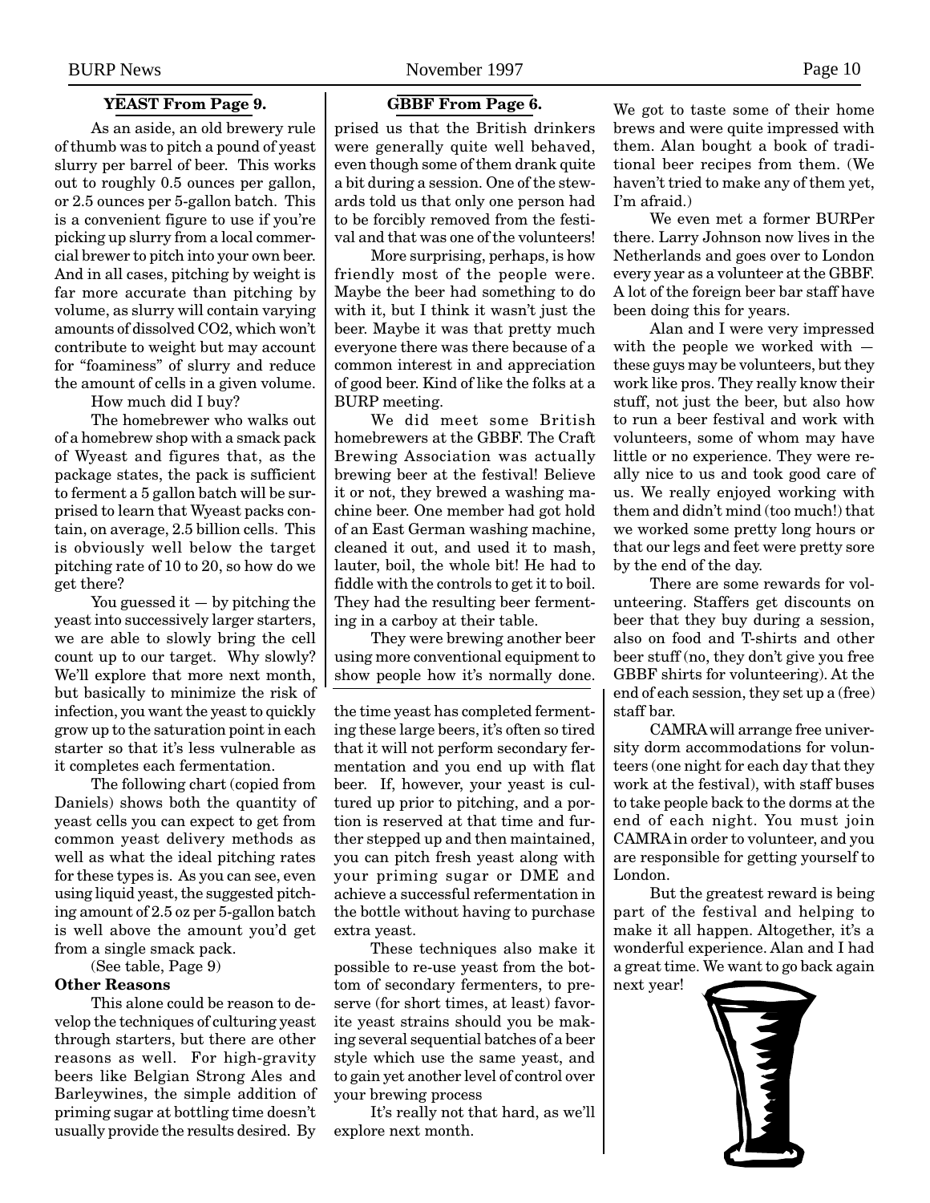**YEAST From Page 9.**

As an aside, an old brewery rule of thumb was to pitch a pound of yeast slurry per barrel of beer. This works out to roughly 0.5 ounces per gallon, or 2.5 ounces per 5-gallon batch. This is a convenient figure to use if you're picking up slurry from a local commercial brewer to pitch into your own beer. And in all cases, pitching by weight is far more accurate than pitching by volume, as slurry will contain varying amounts of dissolved $CO_2$, which won't contribute to weight but may account for "foaminess" of slurry and reduce the amount of cells in a given volume.

How much did I buy?

The homebrewer who walks out of a homebrew shop with a smack pack of Wyeast and figures that, as the package states, the pack is sufficient to ferment a 5 gallon batch will be surprised to learn that Wyeast packs contain, on average, 2.5 billion cells. This is obviously well below the target pitching rate of 10 to 20, so how do we get there?

You guessed it — by pitching the yeast into successively larger starters, we are able to slowly bring the cell count up to our target. Why slowly? We'll explore that more next month, but basically to minimize the risk of infection, you want the yeast to quickly grow up to the saturation point in each starter so that it's less vulnerable as it completes each fermentation.

The following chart (copied from Daniels) shows both the quantity of yeast cells you can expect to get from common yeast delivery methods as well as what the ideal pitching rates for these types is. As you can see, even using liquid yeast, the suggested pitching amount of 2.5 oz per 5-gallon batch is well above the amount you'd get from a single smack pack.

(See table, Page 9)

**Other Reasons**

This alone could be reason to develop the techniques of culturing yeast through starters, but there are other reasons as well. For high-gravity beers like Belgian Strong Ales and Barleywines, the simple addition of priming sugar at bottling time doesn't usually provide the results desired. By the time yeast has completed fermenting these large beers, it's often so tired that it will not perform secondary fermentation and you end up with flat beer. If, however, your yeast is cultured up prior to pitching, and a portion is reserved at that time and further stepped up and then maintained, you can pitch fresh yeast along with your priming sugar or DME and achieve a successful refermentation in the bottle without having to purchase extra yeast.

These techniques also make it possible to re-use yeast from the bottom of secondary fermenters, to preserve (for short times, at least) favorite yeast strains should you be making several sequential batches of a beer style which use the same yeast, and to gain yet another level of control over your brewing process

It's really not that hard, as we'll explore next month.

**GBBF From Page 6.**

prised us that the British drinkers were generally quite well behaved, even though some of them drank quite a bit during a session. One of the stewards told us that only one person had to be forcibly removed from the festival and that was one of the volunteers!

More surprising, perhaps, is how friendly most of the people were. Maybe the beer had something to do with it, but I think it wasn't just the beer. Maybe it was that pretty much everyone there was there because of a common interest in and appreciation of good beer. Kind of like the folks at a BURP meeting.

We did meet some British homebrewers at the GBBF. The Craft Brewing Association was actually brewing beer at the festival! Believe it or not, they brewed a washing machine beer. One member had got hold of an East German washing machine, cleaned it out, and used it to mash, lauter, boil, the whole bit! He had to fiddle with the controls to get it to boil. They had the resulting beer fermenting in a carboy at their table.

They were brewing another beer using more conventional equipment to show people how it's normally done. We got to taste some of their home brews and were quite impressed with them. Alan bought a book of traditional beer recipes from them. (We haven't tried to make any of them yet, I'm afraid.)

We even met a former BURPer there. Larry Johnson now lives in the Netherlands and goes over to London every year as a volunteer at the GBBF. A lot of the foreign beer bar staff have been doing this for years.

Alan and I were very impressed with the people we worked with — these guys may be volunteers, but they work like pros. They really know their stuff, not just the beer, but also how to run a beer festival and work with volunteers, some of whom may have little or no experience. They were really nice to us and took good care of us. We really enjoyed working with them and didn't mind (too much!) that we worked some pretty long hours or that our legs and feet were pretty sore by the end of the day.

There are some rewards for volunteering. Staffers get discounts on beer that they buy during a session, also on food and T-shirts and other beer stuff (no, they don't give you free GBBF shirts for volunteering). At the end of each session, they set up a (free) staff bar.

CAMRA will arrange free university dorm accommodations for volunteers (one night for each day that they work at the festival), with staff buses to take people back to the dorms at the end of each night. You must join CAMRA in order to volunteer, and you are responsible for getting yourself to London.

But the greatest reward is being part of the festival and helping to make it all happen. Altogether, it's a wonderful experience. Alan and I had a great time. We want to go back again next year!